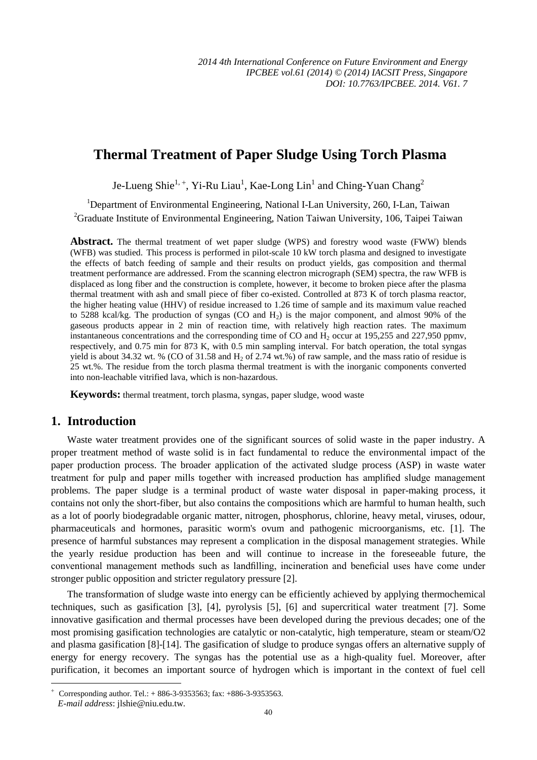# Thermal Treatment of Paper Sludge Using Torch Plasma

Je-Lueng Shie[1, +], Yi-Ru Liau[1], Kae-Long Lin[1] and Ching-Yuan Chang[2]

[1]Department of Environmental Engineering, National I-Lan University, 260, I-Lan, Taiwan

[2]Graduate Institute of Environmental Engineering, Nation Taiwan University, 106, Taipei Taiwan

**Abstract.** The thermal treatment of wet paper sludge (WPS) and forestry wood waste (FWW) blends (WFB) was studied. This process is performed in pilot-scale 10 kW torch plasma and designed to investigate the effects of batch feeding of sample and their results on product yields, gas composition and thermal treatment performance are addressed. From the scanning electron micrograph (SEM) spectra, the raw WFB is displaced as long fiber and the construction is complete, however, it become to broken piece after the plasma thermal treatment with ash and small piece of fiber co-existed. Controlled at 873 K of torch plasma reactor, the higher heating value (HHV) of residue increased to 1.26 time of sample and its maximum value reached to 5288 kcal/kg. The production of syngas (CO and $H_2$) is the major component, and almost 90% of the gaseous products appear in 2 min of reaction time, with relatively high reaction rates. The maximum instantaneous concentrations and the corresponding time of CO and $H_2$ occur at 195,255 and 227,950 ppmv, respectively, and 0.75 min for 873 K, with 0.5 min sampling interval. For batch operation, the total syngas yield is about 34.32 wt. % (CO of 31.58 and $H_2$ of 2.74 wt.%) of raw sample, and the mass ratio of residue is 25 wt.%. The residue from the torch plasma thermal treatment is with the inorganic components converted into non-leachable vitrified lava, which is non-hazardous.

**Keywords:** thermal treatment, torch plasma, syngas, paper sludge, wood waste

## 1. Introduction

Waste water treatment provides one of the significant sources of solid waste in the paper industry. A proper treatment method of waste solid is in fact fundamental to reduce the environmental impact of the paper production process. The broader application of the activated sludge process (ASP) in waste water treatment for pulp and paper mills together with increased production has amplified sludge management problems. The paper sludge is a terminal product of waste water disposal in paper-making process, it contains not only the short-fiber, but also contains the compositions which are harmful to human health, such as a lot of poorly biodegradable organic matter, nitrogen, phosphorus, chlorine, heavy metal, viruses, odour, pharmaceuticals and hormones, parasitic worm's ovum and pathogenic microorganisms, etc. [1]. The presence of harmful substances may represent a complication in the disposal management strategies. While the yearly residue production has been and will continue to increase in the foreseeable future, the conventional management methods such as landfilling, incineration and beneficial uses have come under stronger public opposition and stricter regulatory pressure [2].

The transformation of sludge waste into energy can be efficiently achieved by applying thermochemical techniques, such as gasification [3], [4], pyrolysis [5], [6] and supercritical water treatment [7]. Some innovative gasification and thermal processes have been developed during the previous decades; one of the most promising gasification technologies are catalytic or non-catalytic, high temperature, steam or steam/O2 and plasma gasification [8]-[14]. The gasification of sludge to produce syngas offers an alternative supply of energy for energy recovery. The syngas has the potential use as a high-quality fuel. Moreover, after purification, it becomes an important source of hydrogen which is important in the context of fuel cell

[+] Corresponding author. Tel.: + 886-3-9353563; fax: +886-3-9353563.
*E-mail address*: jlshie@niu.edu.tw.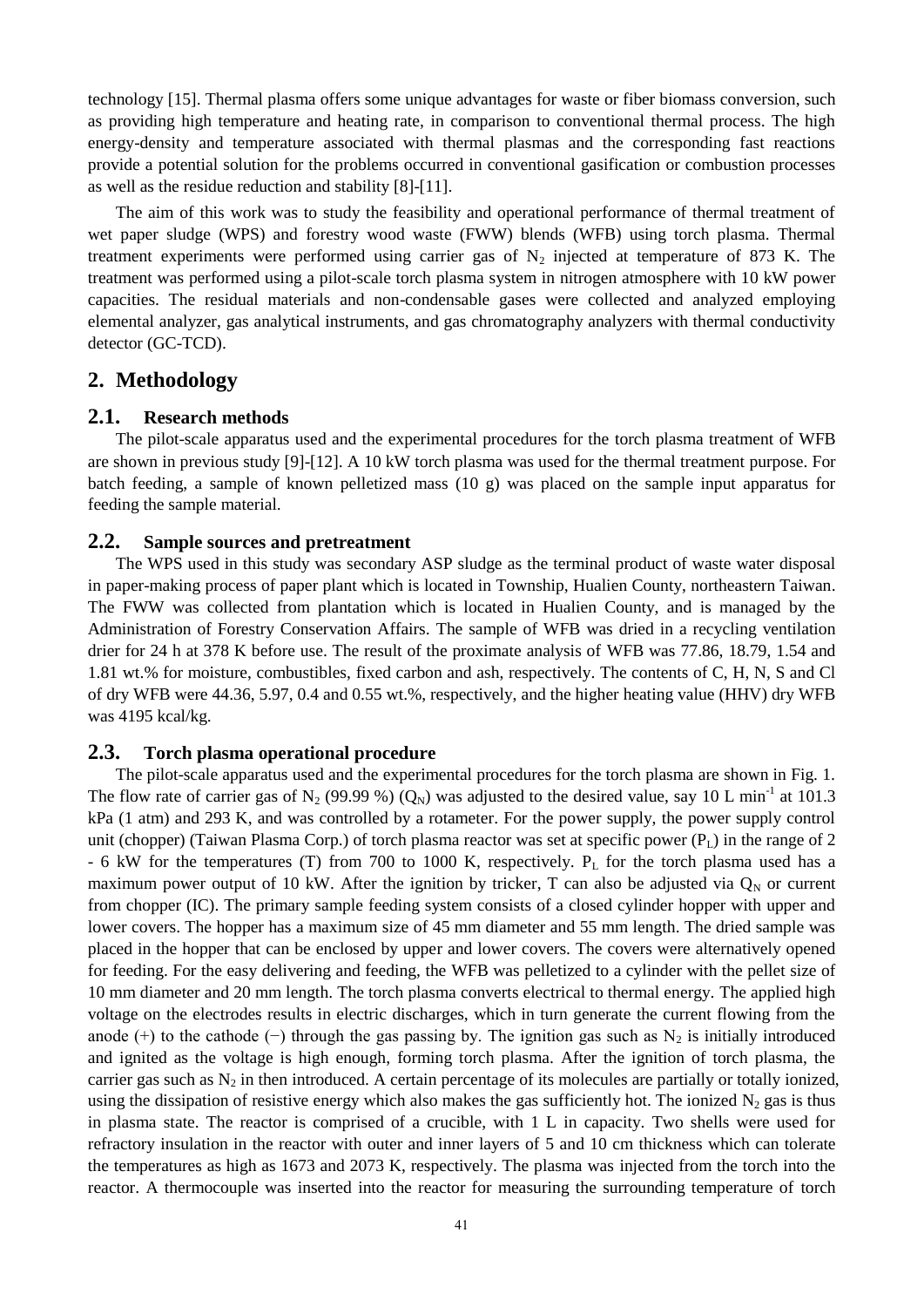technology [15]. Thermal plasma offers some unique advantages for waste or fiber biomass conversion, such as providing high temperature and heating rate, in comparison to conventional thermal process. The high energy-density and temperature associated with thermal plasmas and the corresponding fast reactions provide a potential solution for the problems occurred in conventional gasification or combustion processes as well as the residue reduction and stability [8]-[11].

The aim of this work was to study the feasibility and operational performance of thermal treatment of wet paper sludge (WPS) and forestry wood waste (FWW) blends (WFB) using torch plasma. Thermal treatment experiments were performed using carrier gas of $N_2$ injected at temperature of 873 K. The treatment was performed using a pilot-scale torch plasma system in nitrogen atmosphere with 10 kW power capacities. The residual materials and non-condensable gases were collected and analyzed employing elemental analyzer, gas analytical instruments, and gas chromatography analyzers with thermal conductivity detector (GC-TCD).

## 2. Methodology

### 2.1. Research methods

The pilot-scale apparatus used and the experimental procedures for the torch plasma treatment of WFB are shown in previous study [9]-[12]. A 10 kW torch plasma was used for the thermal treatment purpose. For batch feeding, a sample of known pelletized mass (10 g) was placed on the sample input apparatus for feeding the sample material.

### 2.2. Sample sources and pretreatment

The WPS used in this study was secondary ASP sludge as the terminal product of waste water disposal in paper-making process of paper plant which is located in Township, Hualien County, northeastern Taiwan. The FWW was collected from plantation which is located in Hualien County, and is managed by the Administration of Forestry Conservation Affairs. The sample of WFB was dried in a recycling ventilation drier for 24 h at 378 K before use. The result of the proximate analysis of WFB was 77.86, 18.79, 1.54 and 1.81 wt.% for moisture, combustibles, fixed carbon and ash, respectively. The contents of C, H, N, S and Cl of dry WFB were 44.36, 5.97, 0.4 and 0.55 wt.%, respectively, and the higher heating value (HHV) dry WFB was 4195 kcal/kg.

### 2.3. Torch plasma operational procedure

The pilot-scale apparatus used and the experimental procedures for the torch plasma are shown in Fig. 1. The flow rate of carrier gas of $N_2$ (99.99 %) ($Q_N$) was adjusted to the desired value, say 10 L $min^{-1}$ at 101.3 kPa (1 atm) and 293 K, and was controlled by a rotameter. For the power supply, the power supply control unit (chopper) (Taiwan Plasma Corp.) of torch plasma reactor was set at specific power ($P_L$) in the range of 2 - 6 kW for the temperatures (T) from 700 to 1000 K, respectively. $P_L$ for the torch plasma used has a maximum power output of 10 kW. After the ignition by tricker, T can also be adjusted via $Q_N$ or current from chopper (IC). The primary sample feeding system consists of a closed cylinder hopper with upper and lower covers. The hopper has a maximum size of 45 mm diameter and 55 mm length. The dried sample was placed in the hopper that can be enclosed by upper and lower covers. The covers were alternatively opened for feeding. For the easy delivering and feeding, the WFB was pelletized to a cylinder with the pellet size of 10 mm diameter and 20 mm length. The torch plasma converts electrical to thermal energy. The applied high voltage on the electrodes results in electric discharges, which in turn generate the current flowing from the anode (+) to the cathode (−) through the gas passing by. The ignition gas such as $N_2$ is initially introduced and ignited as the voltage is high enough, forming torch plasma. After the ignition of torch plasma, the carrier gas such as $N_2$ in then introduced. A certain percentage of its molecules are partially or totally ionized, using the dissipation of resistive energy which also makes the gas sufficiently hot. The ionized $N_2$ gas is thus in plasma state. The reactor is comprised of a crucible, with 1 L in capacity. Two shells were used for refractory insulation in the reactor with outer and inner layers of 5 and 10 cm thickness which can tolerate the temperatures as high as 1673 and 2073 K, respectively. The plasma was injected from the torch into the reactor. A thermocouple was inserted into the reactor for measuring the surrounding temperature of torch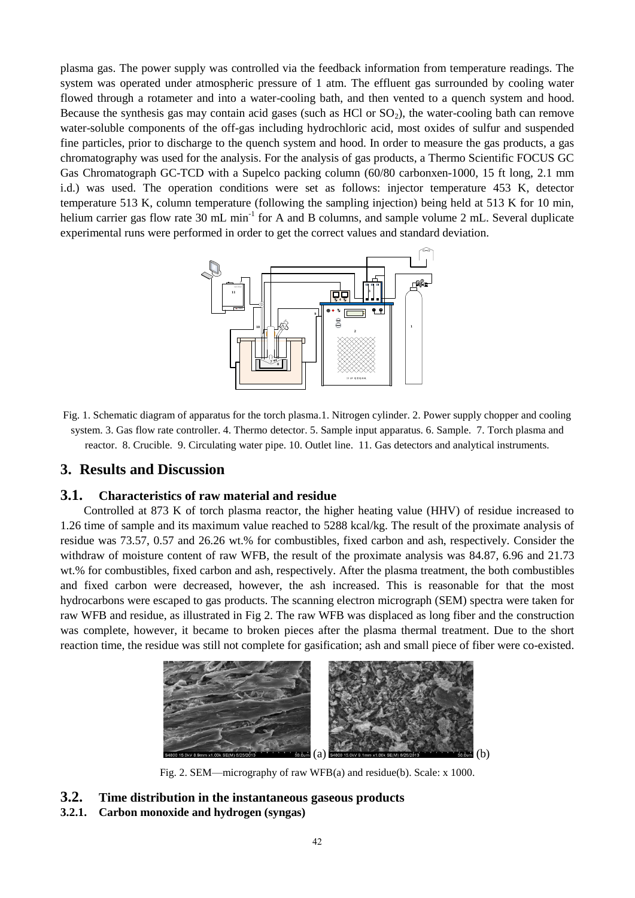plasma gas. The power supply was controlled via the feedback information from temperature readings. The system was operated under atmospheric pressure of 1 atm. The effluent gas surrounded by cooling water flowed through a rotameter and into a water-cooling bath, and then vented to a quench system and hood. Because the synthesis gas may contain acid gases (such as HCl or $SO_2$), the water-cooling bath can remove water-soluble components of the off-gas including hydrochloric acid, most oxides of sulfur and suspended fine particles, prior to discharge to the quench system and hood. In order to measure the gas products, a gas chromatography was used for the analysis. For the analysis of gas products, a Thermo Scientific FOCUS GC Gas Chromatograph GC-TCD with a Supelco packing column (60/80 carbonxen-1000, 15 ft long, 2.1 mm i.d.) was used. The operation conditions were set as follows: injector temperature 453 K, detector temperature 513 K, column temperature (following the sampling injection) being held at 513 K for 10 min, helium carrier gas flow rate 30 mL min$^{-1}$ for A and B columns, and sample volume 2 mL. Several duplicate experimental runs were performed in order to get the correct values and standard deviation.

Fig. 1. Schematic diagram of apparatus for the torch plasma.1. Nitrogen cylinder. 2. Power supply chopper and cooling system. 3. Gas flow rate controller. 4. Thermo detector. 5. Sample input apparatus. 6. Sample. 7. Torch plasma and reactor. 8. Crucible. 9. Circulating water pipe. 10. Outlet line. 11. Gas detectors and analytical instruments.

# 3. Results and Discussion

## 3.1. Characteristics of raw material and residue

Controlled at 873 K of torch plasma reactor, the higher heating value (HHV) of residue increased to 1.26 time of sample and its maximum value reached to 5288 kcal/kg. The result of the proximate analysis of residue was 73.57, 0.57 and 26.26 wt.% for combustibles, fixed carbon and ash, respectively. Consider the withdraw of moisture content of raw WFB, the result of the proximate analysis was 84.87, 6.96 and 21.73 wt.% for combustibles, fixed carbon and ash, respectively. After the plasma treatment, the both combustibles and fixed carbon were decreased, however, the ash increased. This is reasonable for that the most hydrocarbons were escaped to gas products. The scanning electron micrograph (SEM) spectra were taken for raw WFB and residue, as illustrated in Fig 2. The raw WFB was displaced as long fiber and the construction was complete, however, it became to broken pieces after the plasma thermal treatment. Due to the short reaction time, the residue was still not complete for gasification; ash and small piece of fiber were co-existed.

Fig. 2. SEM—micrography of raw WFB(a) and residue(b). Scale: x 1000.

## 3.2. Time distribution in the instantaneous gaseous products

### 3.2.1. Carbon monoxide and hydrogen (syngas)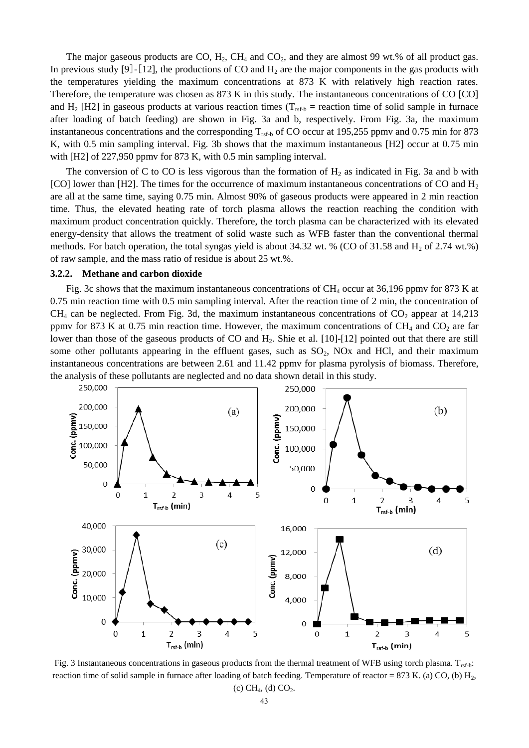The major gaseous products are CO, $H_2$, $CH_4$ and $CO_2$, and they are almost 99 wt.% of all product gas. In previous study [9]-[12], the productions of CO and $H_2$ are the major components in the gas products with the temperatures yielding the maximum concentrations at 873 K with relatively high reaction rates. Therefore, the temperature was chosen as 873 K in this study. The instantaneous concentrations of CO [CO] and $H_2$ [H2] in gaseous products at various reaction times ($T_{rsf\text{-}b}$ = reaction time of solid sample in furnace after loading of batch feeding) are shown in Fig. 3a and b, respectively. From Fig. 3a, the maximum instantaneous concentrations and the corresponding $T_{rsf\text{-}b}$ of CO occur at 195,255 ppmv and 0.75 min for 873 K, with 0.5 min sampling interval. Fig. 3b shows that the maximum instantaneous [H2] occur at 0.75 min with [H2] of 227,950 ppmv for 873 K, with 0.5 min sampling interval.

The conversion of C to CO is less vigorous than the formation of $H_2$ as indicated in Fig. 3a and b with [CO] lower than [H2]. The times for the occurrence of maximum instantaneous concentrations of CO and $H_2$ are all at the same time, saying 0.75 min. Almost 90% of gaseous products were appeared in 2 min reaction time. Thus, the elevated heating rate of torch plasma allows the reaction reaching the condition with maximum product concentration quickly. Therefore, the torch plasma can be characterized with its elevated energy-density that allows the treatment of solid waste such as WFB faster than the conventional thermal methods. For batch operation, the total syngas yield is about 34.32 wt. % (CO of 31.58 and $H_2$ of 2.74 wt.%) of raw sample, and the mass ratio of residue is about 25 wt.%.

### 3.2.2. Methane and carbon dioxide

Fig. 3c shows that the maximum instantaneous concentrations of $CH_4$ occur at 36,196 ppmv for 873 K at 0.75 min reaction time with 0.5 min sampling interval. After the reaction time of 2 min, the concentration of $CH_4$ can be neglected. From Fig. 3d, the maximum instantaneous concentrations of $CO_2$ appear at 14,213 ppmv for 873 K at 0.75 min reaction time. However, the maximum concentrations of $CH_4$ and $CO_2$ are far lower than those of the gaseous products of CO and $H_2$. Shie et al. [10]-[12] pointed out that there are still some other pollutants appearing in the effluent gases, such as $SO_2$, NOx and HCl, and their maximum instantaneous concentrations are between 2.61 and 11.42 ppmv for plasma pyrolysis of biomass. Therefore, the analysis of these pollutants are neglected and no data shown detail in this study.

Fig. 3 Instantaneous concentrations in gaseous products from the thermal treatment of WFB using torch plasma. $T_{rsf\text{-}b}$: reaction time of solid sample in furnace after loading of batch feeding. Temperature of reactor = 873 K. (a) CO, (b) $H_2$, (c) $CH_4$, (d) $CO_2$.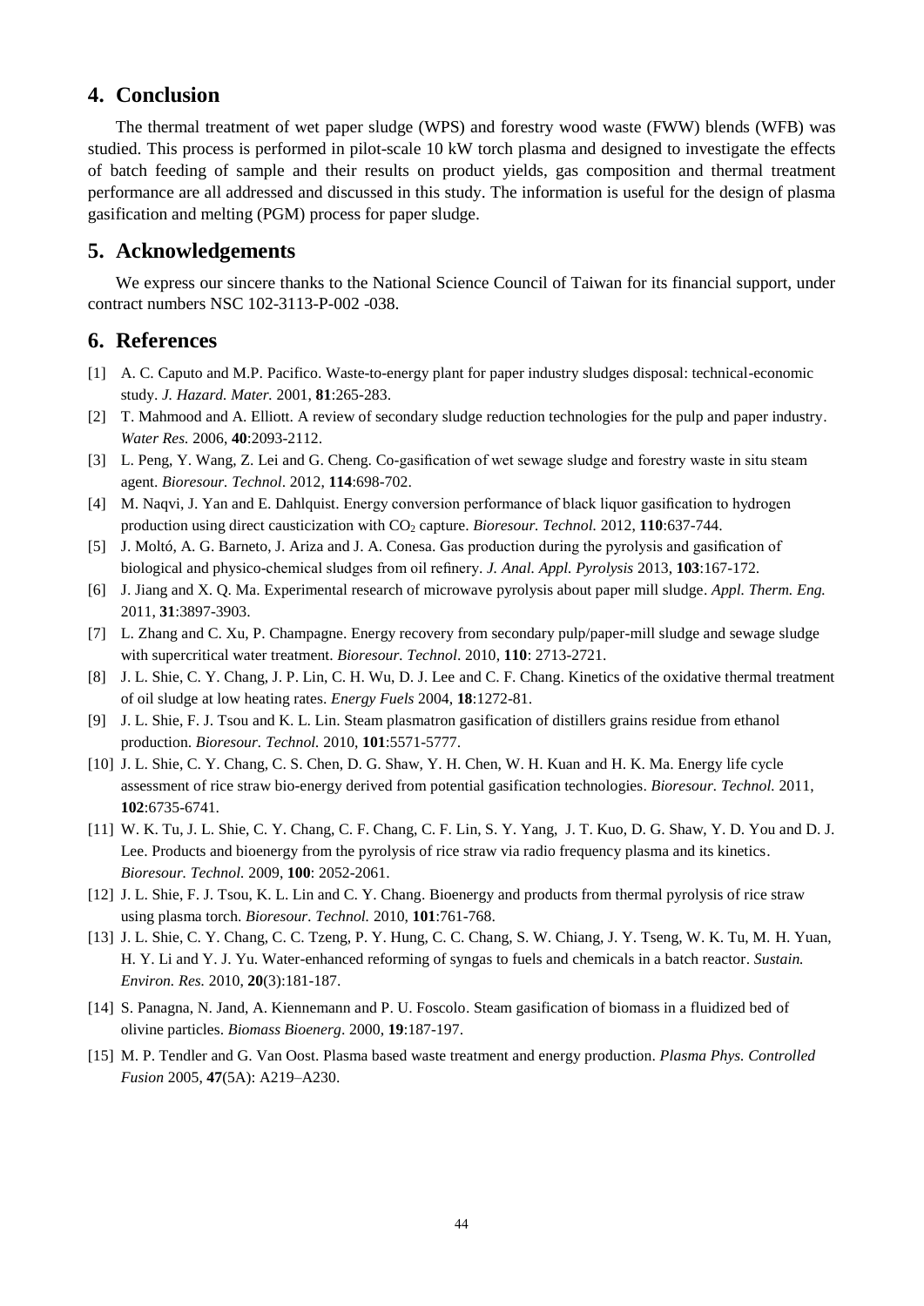## 4. Conclusion

The thermal treatment of wet paper sludge (WPS) and forestry wood waste (FWW) blends (WFB) was studied. This process is performed in pilot-scale 10 kW torch plasma and designed to investigate the effects of batch feeding of sample and their results on product yields, gas composition and thermal treatment performance are all addressed and discussed in this study. The information is useful for the design of plasma gasification and melting (PGM) process for paper sludge.

## 5. Acknowledgements

We express our sincere thanks to the National Science Council of Taiwan for its financial support, under contract numbers NSC 102-3113-P-002 -038.

## 6. References

[1] A. C. Caputo and M.P. Pacifico. Waste-to-energy plant for paper industry sludges disposal: technical-economic study. *J. Hazard. Mater.* 2001, **81**:265-283.

[2] T. Mahmood and A. Elliott. A review of secondary sludge reduction technologies for the pulp and paper industry. *Water Res.* 2006, **40**:2093-2112.

[3] L. Peng, Y. Wang, Z. Lei and G. Cheng. Co-gasification of wet sewage sludge and forestry waste in situ steam agent. *Bioresour. Technol*. 2012, **114**:698-702.

[4] M. Naqvi, J. Yan and E. Dahlquist. Energy conversion performance of black liquor gasification to hydrogen production using direct causticization with $CO_2$ capture. *Bioresour. Technol.* 2012, **110**:637-744.

[5] J. Moltó, A. G. Barneto, J. Ariza and J. A. Conesa. Gas production during the pyrolysis and gasification of biological and physico-chemical sludges from oil refinery. *J. Anal. Appl. Pyrolysis* 2013, **103**:167-172.

[6] J. Jiang and X. Q. Ma. Experimental research of microwave pyrolysis about paper mill sludge. *Appl. Therm. Eng.* 2011, **31**:3897-3903.

[7] L. Zhang and C. Xu, P. Champagne. Energy recovery from secondary pulp/paper-mill sludge and sewage sludge with supercritical water treatment. *Bioresour. Technol*. 2010, **110**: 2713-2721.

[8] J. L. Shie, C. Y. Chang, J. P. Lin, C. H. Wu, D. J. Lee and C. F. Chang. Kinetics of the oxidative thermal treatment of oil sludge at low heating rates. *Energy Fuels* 2004, **18**:1272-81.

[9] J. L. Shie, F. J. Tsou and K. L. Lin. Steam plasmatron gasification of distillers grains residue from ethanol production. *Bioresour. Technol.* 2010, **101**:5571-5777.

[10] J. L. Shie, C. Y. Chang, C. S. Chen, D. G. Shaw, Y. H. Chen, W. H. Kuan and H. K. Ma. Energy life cycle assessment of rice straw bio-energy derived from potential gasification technologies. *Bioresour. Technol.* 2011, **102**:6735-6741.

[11] W. K. Tu, J. L. Shie, C. Y. Chang, C. F. Chang, C. F. Lin, S. Y. Yang, J. T. Kuo, D. G. Shaw, Y. D. You and D. J. Lee. Products and bioenergy from the pyrolysis of rice straw via radio frequency plasma and its kinetics. *Bioresour. Technol.* 2009, **100**: 2052-2061.

[12] J. L. Shie, F. J. Tsou, K. L. Lin and C. Y. Chang. Bioenergy and products from thermal pyrolysis of rice straw using plasma torch. *Bioresour. Technol.* 2010, **101**:761-768.

[13] J. L. Shie, C. Y. Chang, C. C. Tzeng, P. Y. Hung, C. C. Chang, S. W. Chiang, J. Y. Tseng, W. K. Tu, M. H. Yuan, H. Y. Li and Y. J. Yu. Water-enhanced reforming of syngas to fuels and chemicals in a batch reactor. *Sustain. Environ. Res.* 2010, **20**(3):181-187.

[14] S. Panagna, N. Jand, A. Kiennemann and P. U. Foscolo. Steam gasification of biomass in a fluidized bed of olivine particles. *Biomass Bioenerg*. 2000, **19**:187-197.

[15] M. P. Tendler and G. Van Oost. Plasma based waste treatment and energy production. *Plasma Phys. Controlled Fusion* 2005, **47**(5A): A219–A230.